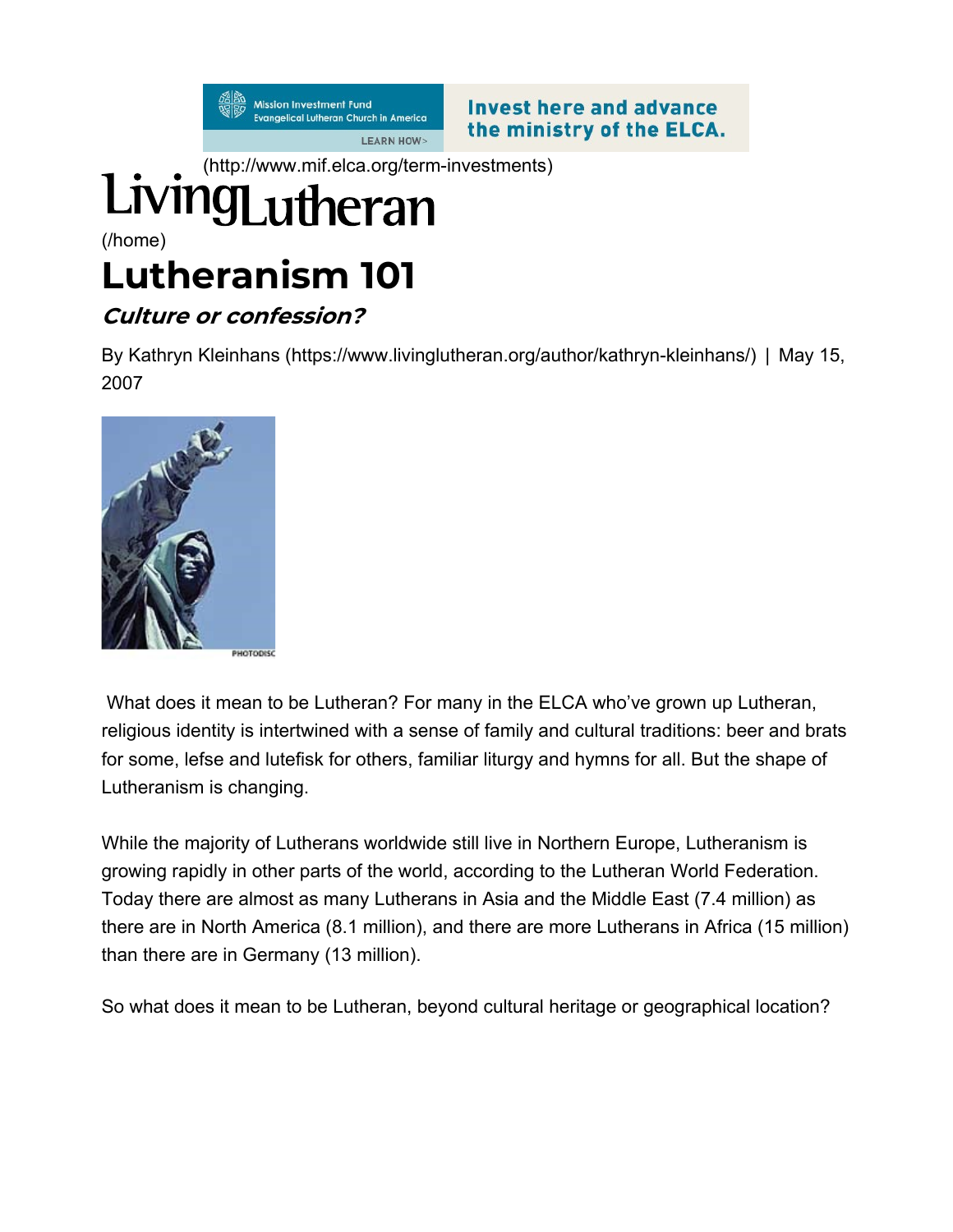(http://www.mif.elca.org/term-investments)

LivingLutheran

(/home)

# Lutheranism 101

### *Culture or confession?*

By Kathryn Kleinhans (https://www.livinglutheran.org/author/kathryn-kleinhans/) | May 15, 2007

PHOTODISC

What does it mean to be Lutheran? For many in the ELCA who've grown up Lutheran, religious identity is intertwined with a sense of family and cultural traditions: beer and brats for some, lefse and lutefisk for others, familiar liturgy and hymns for all. But the shape of Lutheranism is changing.

While the majority of Lutherans worldwide still live in Northern Europe, Lutheranism is growing rapidly in other parts of the world, according to the Lutheran World Federation. Today there are almost as many Lutherans in Asia and the Middle East (7.4 million) as there are in North America (8.1 million), and there are more Lutherans in Africa (15 million) than there are in Germany (13 million).

So what does it mean to be Lutheran, beyond cultural heritage or geographical location?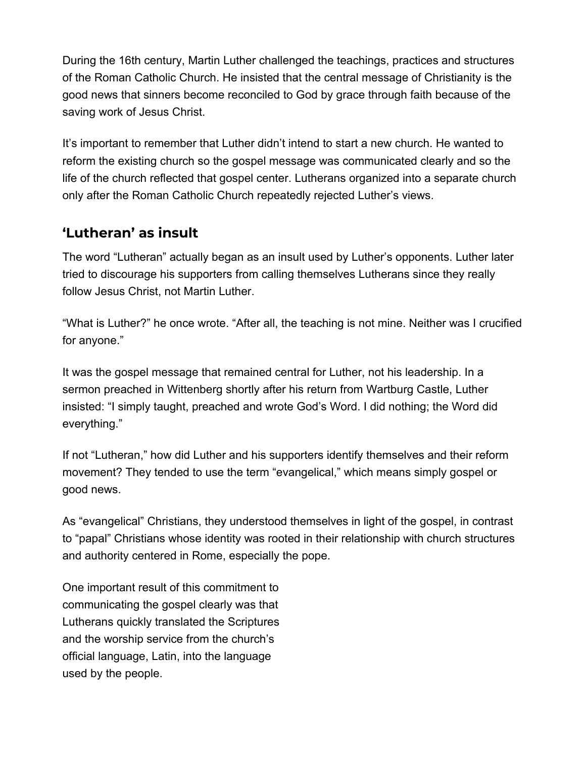During the 16th century, Martin Luther challenged the teachings, practices and structures of the Roman Catholic Church. He insisted that the central message of Christianity is the good news that sinners become reconciled to God by grace through faith because of the saving work of Jesus Christ.

It's important to remember that Luther didn't intend to start a new church. He wanted to reform the existing church so the gospel message was communicated clearly and so the life of the church reflected that gospel center. Lutherans organized into a separate church only after the Roman Catholic Church repeatedly rejected Luther's views.

## 'Lutheran' as insult

The word "Lutheran" actually began as an insult used by Luther's opponents. Luther later tried to discourage his supporters from calling themselves Lutherans since they really follow Jesus Christ, not Martin Luther.

"What is Luther?" he once wrote. "After all, the teaching is not mine. Neither was I crucified for anyone."

It was the gospel message that remained central for Luther, not his leadership. In a sermon preached in Wittenberg shortly after his return from Wartburg Castle, Luther insisted: "I simply taught, preached and wrote God's Word. I did nothing; the Word did everything."

If not "Lutheran," how did Luther and his supporters identify themselves and their reform movement? They tended to use the term "evangelical," which means simply gospel or good news.

As "evangelical" Christians, they understood themselves in light of the gospel, in contrast to "papal" Christians whose identity was rooted in their relationship with church structures and authority centered in Rome, especially the pope.

One important result of this commitment to communicating the gospel clearly was that Lutherans quickly translated the Scriptures and the worship service from the church's official language, Latin, into the language used by the people.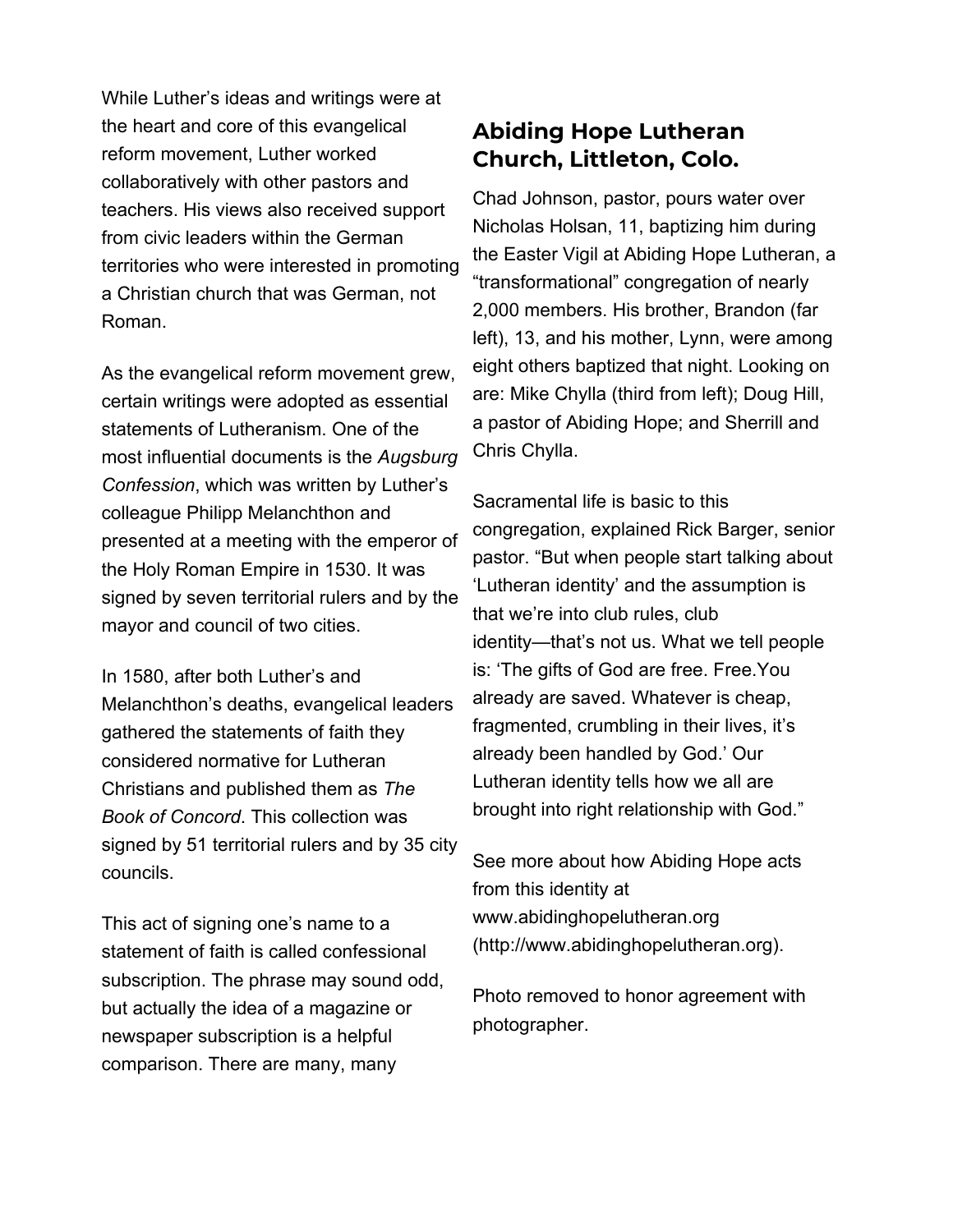While Luther's ideas and writings were at the heart and core of this evangelical reform movement, Luther worked collaboratively with other pastors and teachers. His views also received support from civic leaders within the German territories who were interested in promoting a Christian church that was German, not Roman.

As the evangelical reform movement grew, certain writings were adopted as essential statements of Lutheranism. One of the most influential documents is the *Augsburg Confession*, which was written by Luther's colleague Philipp Melanchthon and presented at a meeting with the emperor of the Holy Roman Empire in 1530. It was signed by seven territorial rulers and by the mayor and council of two cities.

In 1580, after both Luther's and Melanchthon's deaths, evangelical leaders gathered the statements of faith they considered normative for Lutheran Christians and published them as *The Book of Concord*. This collection was signed by 51 territorial rulers and by 35 city councils.

This act of signing one's name to a statement of faith is called confessional subscription. The phrase may sound odd, but actually the idea of a magazine or newspaper subscription is a helpful comparison. There are many, many

## Abiding Hope Lutheran Church, Littleton, Colo.

Chad Johnson, pastor, pours water over Nicholas Holsan, 11, baptizing him during the Easter Vigil at Abiding Hope Lutheran, a "transformational" congregation of nearly 2,000 members. His brother, Brandon (far left), 13, and his mother, Lynn, were among eight others baptized that night. Looking on are: Mike Chylla (third from left); Doug Hill, a pastor of Abiding Hope; and Sherrill and Chris Chylla.

Sacramental life is basic to this congregation, explained Rick Barger, senior pastor. "But when people start talking about 'Lutheran identity' and the assumption is that we're into club rules, club identity—that's not us. What we tell people is: 'The gifts of God are free. Free.You already are saved. Whatever is cheap, fragmented, crumbling in their lives, it's already been handled by God.' Our Lutheran identity tells how we all are brought into right relationship with God."

See more about how Abiding Hope acts from this identity at www.abidinghopelutheran.org (http://www.abidinghopelutheran.org).

Photo removed to honor agreement with photographer.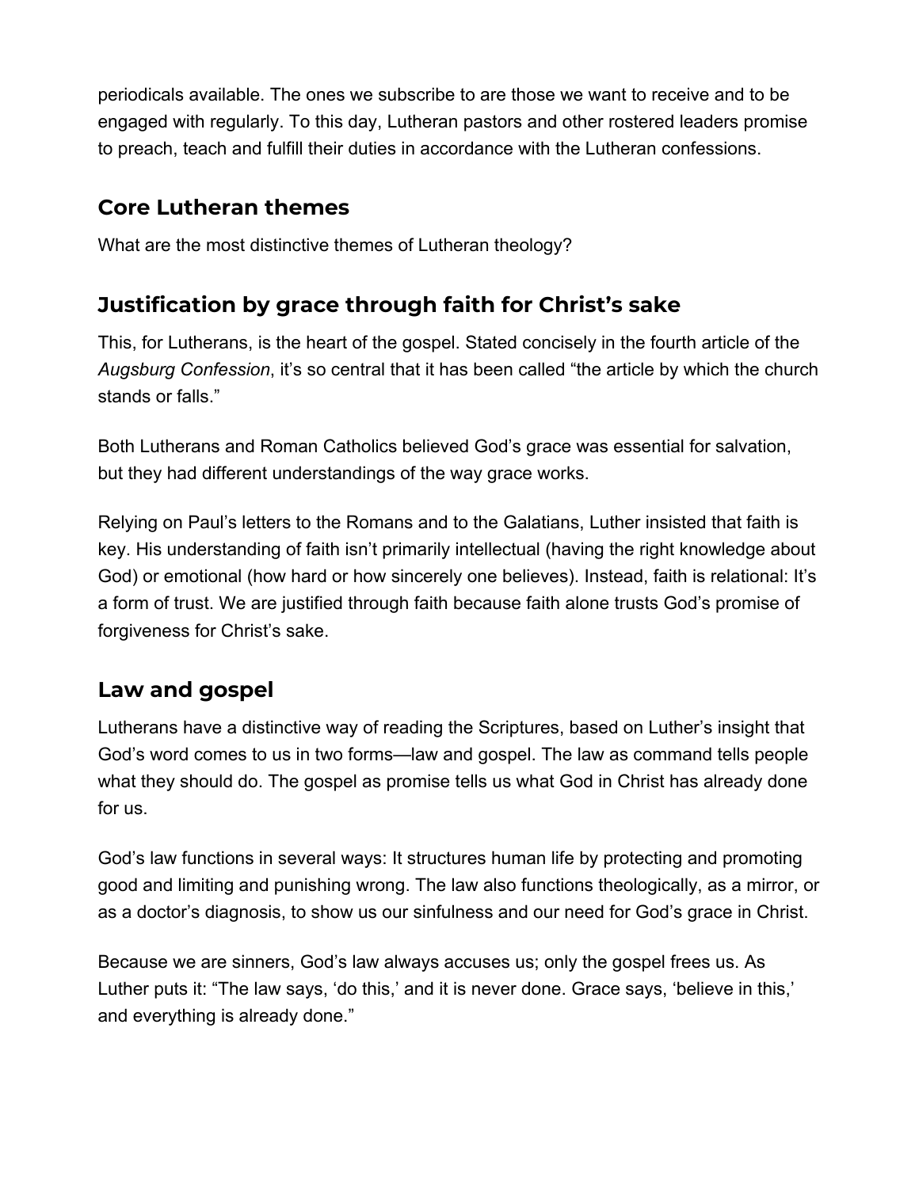periodicals available. The ones we subscribe to are those we want to receive and to be engaged with regularly. To this day, Lutheran pastors and other rostered leaders promise to preach, teach and fulfill their duties in accordance with the Lutheran confessions.

## Core Lutheran themes

What are the most distinctive themes of Lutheran theology?

## Justification by grace through faith for Christ's sake

This, for Lutherans, is the heart of the gospel. Stated concisely in the fourth article of the *Augsburg Confession*, it's so central that it has been called "the article by which the church stands or falls."

Both Lutherans and Roman Catholics believed God's grace was essential for salvation, but they had different understandings of the way grace works.

Relying on Paul's letters to the Romans and to the Galatians, Luther insisted that faith is key. His understanding of faith isn't primarily intellectual (having the right knowledge about God) or emotional (how hard or how sincerely one believes). Instead, faith is relational: It's a form of trust. We are justified through faith because faith alone trusts God's promise of forgiveness for Christ's sake.

## Law and gospel

Lutherans have a distinctive way of reading the Scriptures, based on Luther's insight that God's word comes to us in two forms—law and gospel. The law as command tells people what they should do. The gospel as promise tells us what God in Christ has already done for us.

God's law functions in several ways: It structures human life by protecting and promoting good and limiting and punishing wrong. The law also functions theologically, as a mirror, or as a doctor's diagnosis, to show us our sinfulness and our need for God's grace in Christ.

Because we are sinners, God's law always accuses us; only the gospel frees us. As Luther puts it: "The law says, 'do this,' and it is never done. Grace says, 'believe in this,' and everything is already done."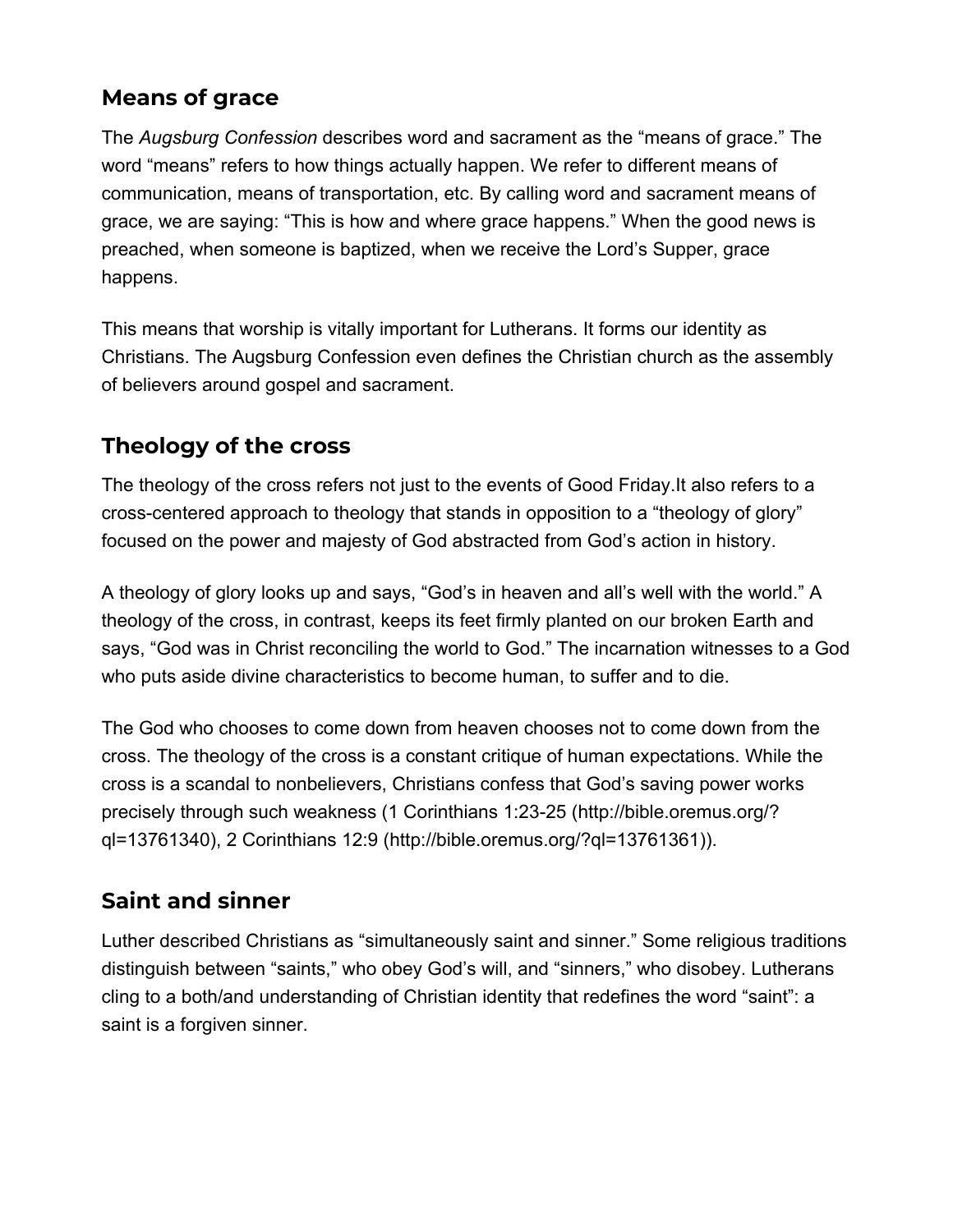## Means of grace

The *Augsburg Confession* describes word and sacrament as the “means of grace.” The word “means” refers to how things actually happen. We refer to different means of communication, means of transportation, etc. By calling word and sacrament means of grace, we are saying: “This is how and where grace happens.” When the good news is preached, when someone is baptized, when we receive the Lord’s Supper, grace happens.

This means that worship is vitally important for Lutherans. It forms our identity as Christians. The Augsburg Confession even defines the Christian church as the assembly of believers around gospel and sacrament.

## Theology of the cross

The theology of the cross refers not just to the events of Good Friday.It also refers to a cross-centered approach to theology that stands in opposition to a “theology of glory” focused on the power and majesty of God abstracted from God’s action in history.

A theology of glory looks up and says, “God’s in heaven and all’s well with the world.” A theology of the cross, in contrast, keeps its feet firmly planted on our broken Earth and says, “God was in Christ reconciling the world to God.” The incarnation witnesses to a God who puts aside divine characteristics to become human, to suffer and to die.

The God who chooses to come down from heaven chooses not to come down from the cross. The theology of the cross is a constant critique of human expectations. While the cross is a scandal to nonbelievers, Christians confess that God’s saving power works precisely through such weakness (1 Corinthians 1:23-25 (http://bible.oremus.org/?ql=13761340), 2 Corinthians 12:9 (http://bible.oremus.org/?ql=13761361)).

## Saint and sinner

Luther described Christians as “simultaneously saint and sinner.” Some religious traditions distinguish between “saints,” who obey God’s will, and “sinners,” who disobey. Lutherans cling to a both/and understanding of Christian identity that redefines the word “saint”: a saint is a forgiven sinner.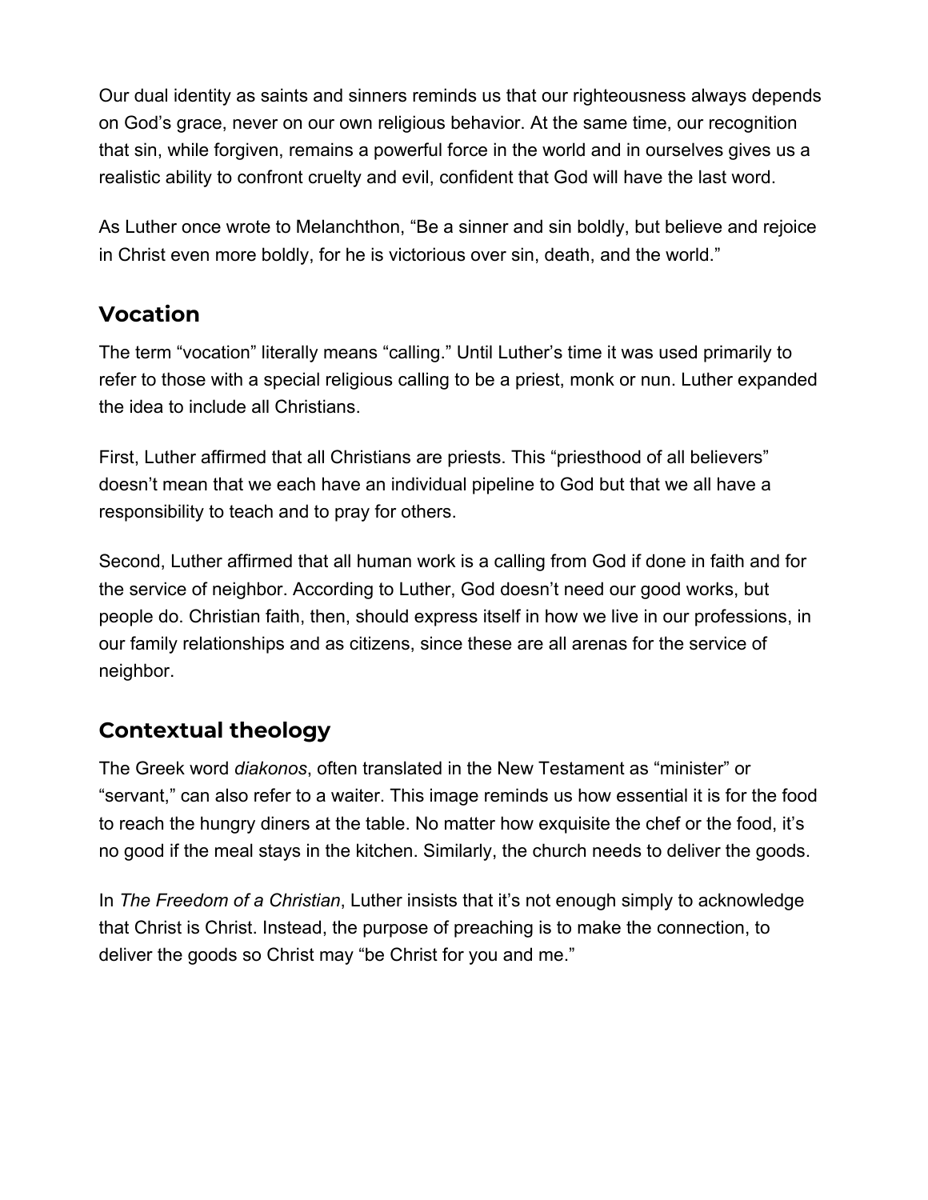Our dual identity as saints and sinners reminds us that our righteousness always depends on God's grace, never on our own religious behavior. At the same time, our recognition that sin, while forgiven, remains a powerful force in the world and in ourselves gives us a realistic ability to confront cruelty and evil, confident that God will have the last word.

As Luther once wrote to Melanchthon, "Be a sinner and sin boldly, but believe and rejoice in Christ even more boldly, for he is victorious over sin, death, and the world."

## Vocation

The term "vocation" literally means "calling." Until Luther's time it was used primarily to refer to those with a special religious calling to be a priest, monk or nun. Luther expanded the idea to include all Christians.

First, Luther affirmed that all Christians are priests. This "priesthood of all believers" doesn't mean that we each have an individual pipeline to God but that we all have a responsibility to teach and to pray for others.

Second, Luther affirmed that all human work is a calling from God if done in faith and for the service of neighbor. According to Luther, God doesn't need our good works, but people do. Christian faith, then, should express itself in how we live in our professions, in our family relationships and as citizens, since these are all arenas for the service of neighbor.

## Contextual theology

The Greek word *diakonos*, often translated in the New Testament as "minister" or "servant," can also refer to a waiter. This image reminds us how essential it is for the food to reach the hungry diners at the table. No matter how exquisite the chef or the food, it's no good if the meal stays in the kitchen. Similarly, the church needs to deliver the goods.

In *The Freedom of a Christian*, Luther insists that it's not enough simply to acknowledge that Christ is Christ. Instead, the purpose of preaching is to make the connection, to deliver the goods so Christ may "be Christ for you and me."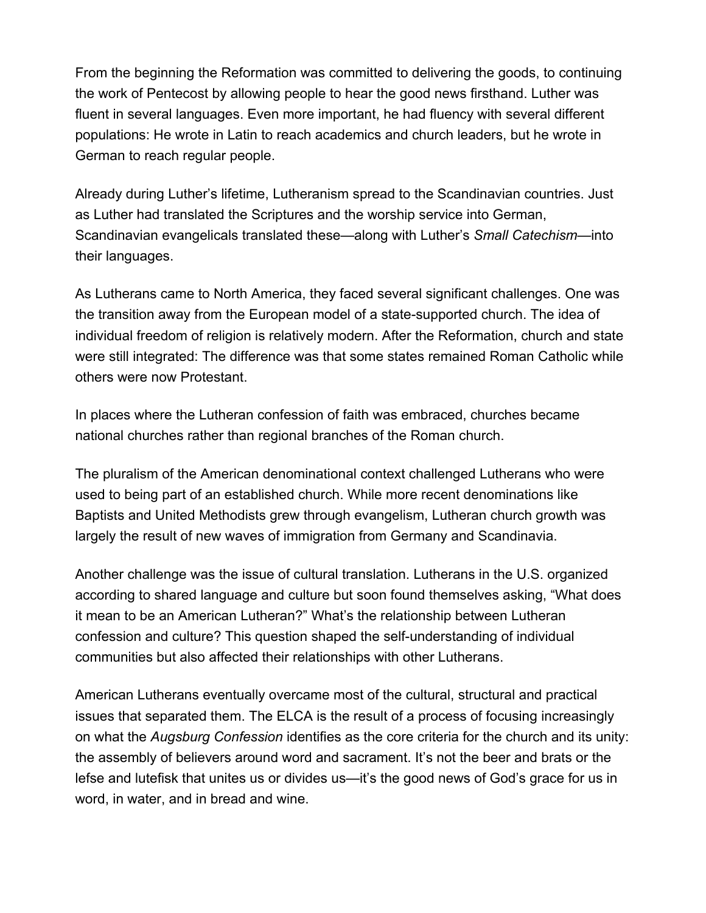From the beginning the Reformation was committed to delivering the goods, to continuing the work of Pentecost by allowing people to hear the good news firsthand. Luther was fluent in several languages. Even more important, he had fluency with several different populations: He wrote in Latin to reach academics and church leaders, but he wrote in German to reach regular people.

Already during Luther's lifetime, Lutheranism spread to the Scandinavian countries. Just as Luther had translated the Scriptures and the worship service into German, Scandinavian evangelicals translated these—along with Luther's *Small Catechism*—into their languages.

As Lutherans came to North America, they faced several significant challenges. One was the transition away from the European model of a state-supported church. The idea of individual freedom of religion is relatively modern. After the Reformation, church and state were still integrated: The difference was that some states remained Roman Catholic while others were now Protestant.

In places where the Lutheran confession of faith was embraced, churches became national churches rather than regional branches of the Roman church.

The pluralism of the American denominational context challenged Lutherans who were used to being part of an established church. While more recent denominations like Baptists and United Methodists grew through evangelism, Lutheran church growth was largely the result of new waves of immigration from Germany and Scandinavia.

Another challenge was the issue of cultural translation. Lutherans in the U.S. organized according to shared language and culture but soon found themselves asking, "What does it mean to be an American Lutheran?" What's the relationship between Lutheran confession and culture? This question shaped the self-understanding of individual communities but also affected their relationships with other Lutherans.

American Lutherans eventually overcame most of the cultural, structural and practical issues that separated them. The ELCA is the result of a process of focusing increasingly on what the *Augsburg Confession* identifies as the core criteria for the church and its unity: the assembly of believers around word and sacrament. It's not the beer and brats or the lefse and lutefisk that unites us or divides us—it's the good news of God's grace for us in word, in water, and in bread and wine.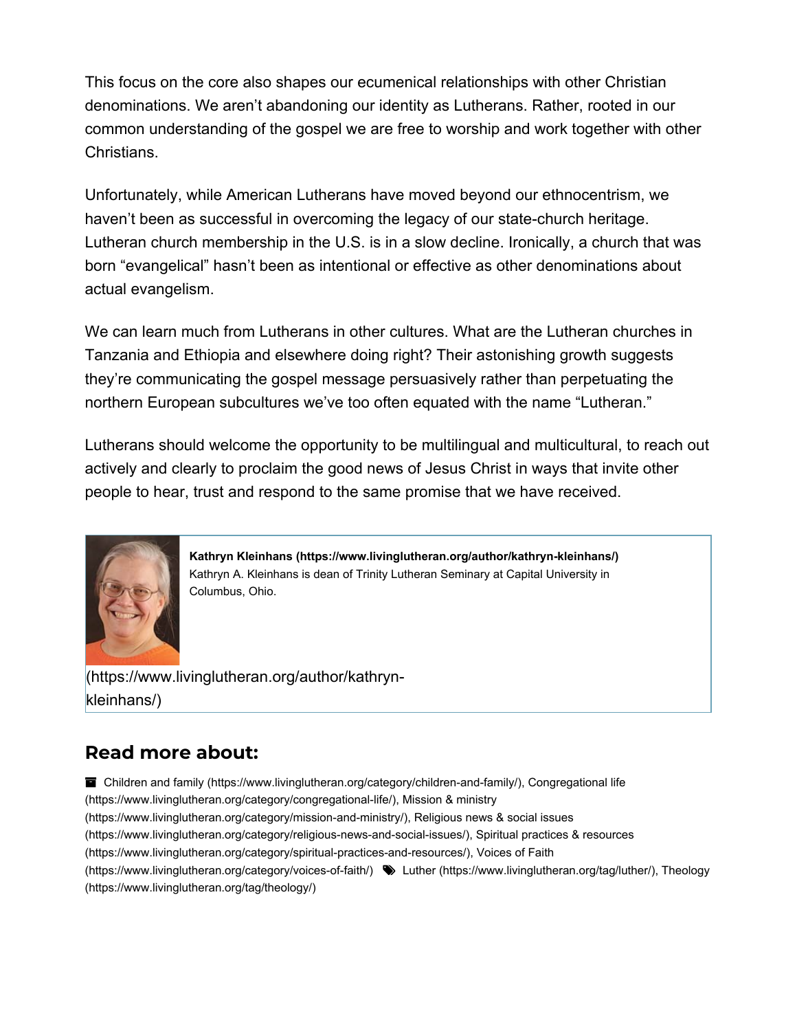This focus on the core also shapes our ecumenical relationships with other Christian denominations. We aren't abandoning our identity as Lutherans. Rather, rooted in our common understanding of the gospel we are free to worship and work together with other Christians.

Unfortunately, while American Lutherans have moved beyond our ethnocentrism, we haven't been as successful in overcoming the legacy of our state-church heritage. Lutheran church membership in the U.S. is in a slow decline. Ironically, a church that was born "evangelical" hasn't been as intentional or effective as other denominations about actual evangelism.

We can learn much from Lutherans in other cultures. What are the Lutheran churches in Tanzania and Ethiopia and elsewhere doing right? Their astonishing growth suggests they're communicating the gospel message persuasively rather than perpetuating the northern European subcultures we've too often equated with the name "Lutheran."

Lutherans should welcome the opportunity to be multilingual and multicultural, to reach out actively and clearly to proclaim the good news of Jesus Christ in ways that invite other people to hear, trust and respond to the same promise that we have received.

**Kathryn Kleinhans (https://www.livinglutheran.org/author/kathryn-kleinhans/)**
Kathryn A. Kleinhans is dean of Trinity Lutheran Seminary at Capital University in Columbus, Ohio.

(https://www.livinglutheran.org/author/kathryn-kleinhans/)

## Read more about:

Children and family (https://www.livinglutheran.org/category/children-and-family/), Congregational life (https://www.livinglutheran.org/category/congregational-life/), Mission & ministry (https://www.livinglutheran.org/category/mission-and-ministry/), Religious news & social issues (https://www.livinglutheran.org/category/religious-news-and-social-issues/), Spiritual practices & resources (https://www.livinglutheran.org/category/spiritual-practices-and-resources/), Voices of Faith (https://www.livinglutheran.org/category/voices-of-faith/) Luther (https://www.livinglutheran.org/tag/luther/), Theology (https://www.livinglutheran.org/tag/theology/)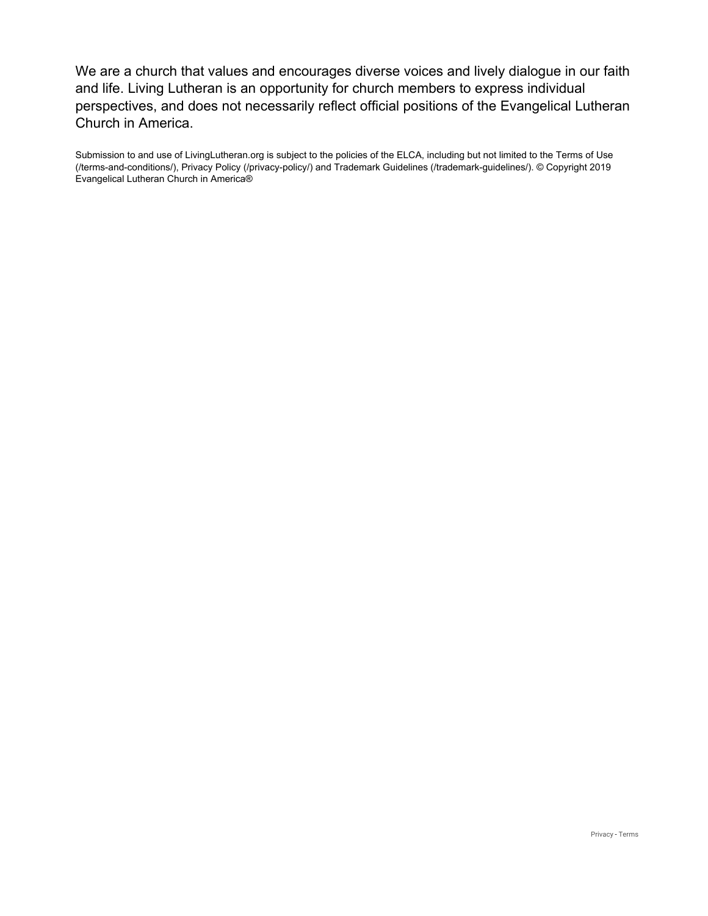We are a church that values and encourages diverse voices and lively dialogue in our faith and life. Living Lutheran is an opportunity for church members to express individual perspectives, and does not necessarily reflect official positions of the Evangelical Lutheran Church in America.

Submission to and use of LivingLutheran.org is subject to the policies of the ELCA, including but not limited to the Terms of Use (/terms-and-conditions/), Privacy Policy (/privacy-policy/) and Trademark Guidelines (/trademark-guidelines/). © Copyright 2019 Evangelical Lutheran Church in America®